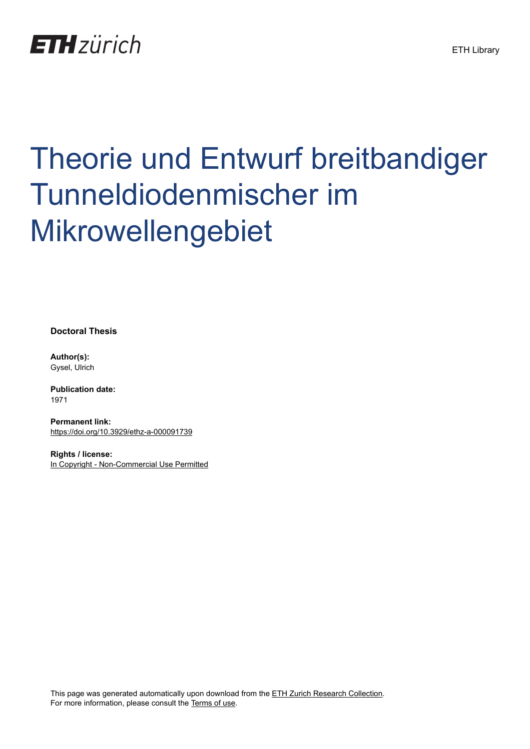ETH zürich

ETH Library

# Theorie und Entwurf breitbandiger Tunneldiodenmischer im Mikrowellengebiet

**Doctoral Thesis**

**Author(s):**
Gysel, Ulrich

**Publication date:**
1971

**Permanent link:**
https://doi.org/10.3929/ethz-a-000091739

**Rights / license:**
In Copyright - Non-Commercial Use Permitted

This page was generated automatically upon download from the ETH Zurich Research Collection.
For more information, please consult the Terms of use.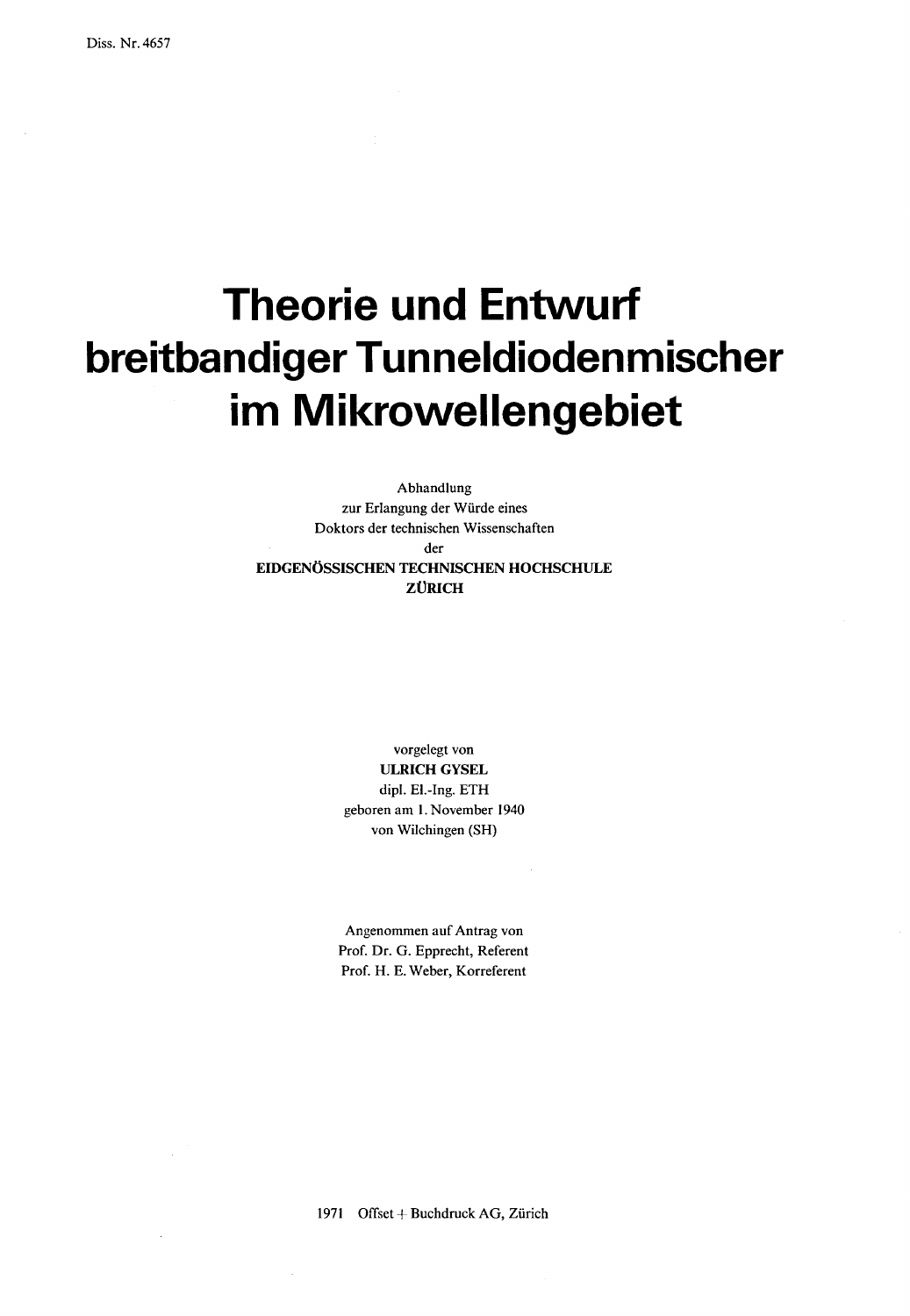Diss. Nr. 4657

# Theorie und Entwurf breitbandiger Tunneldiodenmischer im Mikrowellengebiet

Abhandlung
zur Erlangung der Würde eines
Doktors der technischen Wissenschaften
der
**EIDGENÖSSISCHEN TECHNISCHEN HOCHSCHULE ZÜRICH**

vorgelegt von
**ULRICH GYSEL**
dipl. El.-Ing. ETH
geboren am 1. November 1940
von Wilchingen (SH)

Angenommen auf Antrag von
Prof. Dr. G. Epprecht, Referent
Prof. H. E. Weber, Korreferent

1971 Offset + Buchdruck AG, Zürich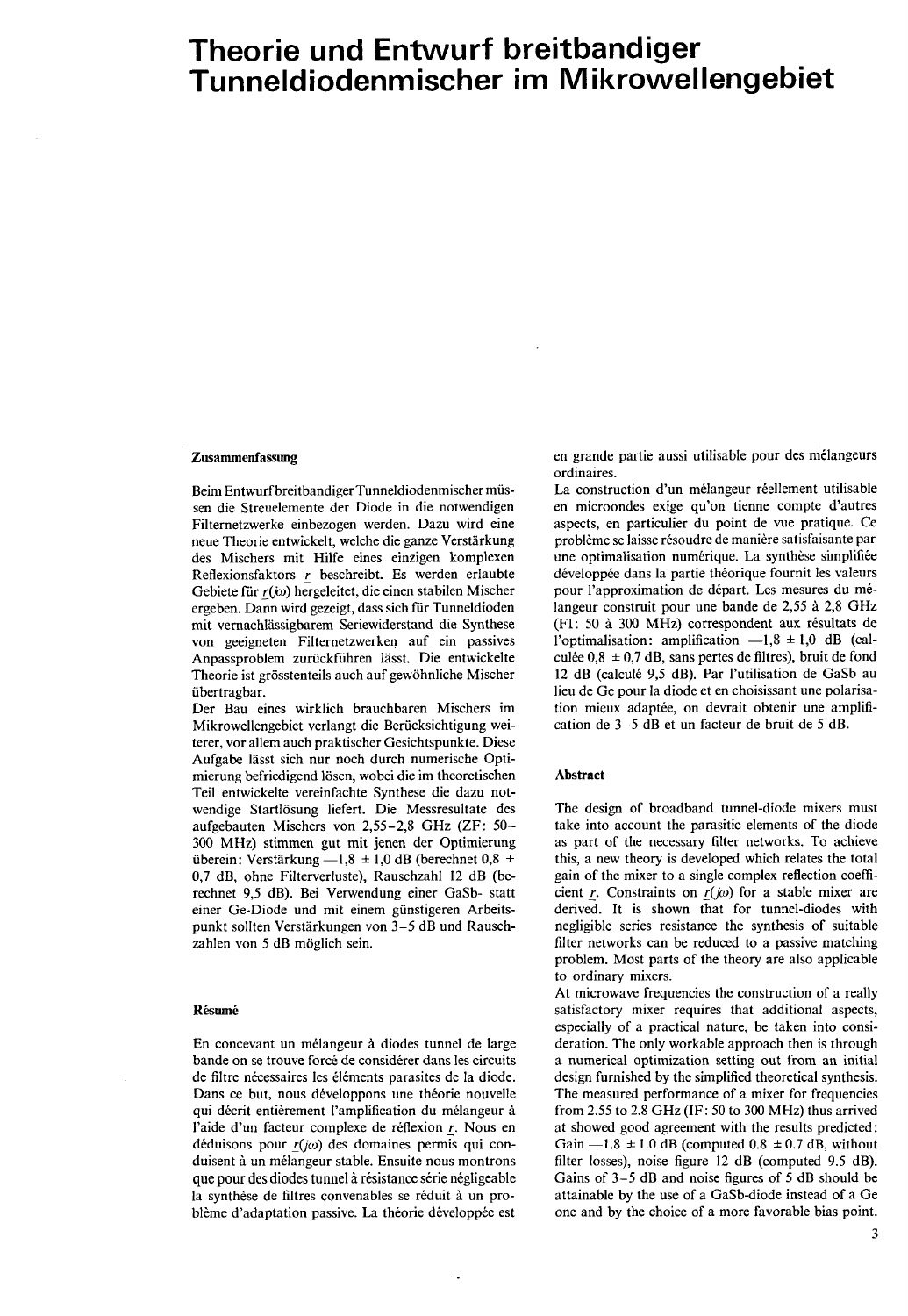# Theorie und Entwurf breitbandiger Tunneldiodenmischer im Mikrowellengebiet

## Zusammenfassung

Beim Entwurf breitbandiger Tunneldiodenmischer müssen die Streuelemente der Diode in die notwendigen Filternetzwerke einbezogen werden. Dazu wird eine neue Theorie entwickelt, welche die ganze Verstärkung des Mischers mit Hilfe eines einzigen komplexen Reflexionsfaktors $\underline{r}$ beschreibt. Es werden erlaubte Gebiete für $\underline{r}(j\omega)$ hergeleitet, die einen stabilen Mischer ergeben. Dann wird gezeigt, dass sich für Tunneldioden mit vernachlässigbarem Seriewiderstand die Synthese von geeigneten Filternetzwerken auf ein passives Anpassproblem zurückführen lässt. Die entwickelte Theorie ist grösstenteils auch auf gewöhnliche Mischer übertragbar.

Der Bau eines wirklich brauchbaren Mischers im Mikrowellengebiet verlangt die Berücksichtigung weiterer, vor allem auch praktischer Gesichtspunkte. Diese Aufgabe lässt sich nur noch durch numerische Optimierung befriedigend lösen, wobei die im theoretischen Teil entwickelte vereinfachte Synthese die dazu notwendige Startlösung liefert. Die Messresultate des aufgebauten Mischers von 2,55–2,8 GHz (ZF: 50–300 MHz) stimmen gut mit jenen der Optimierung überein: Verstärkung —1,8 ± 1,0 dB (berechnet 0,8 ± 0,7 dB, ohne Filterverluste), Rauschzahl 12 dB (berechnet 9,5 dB). Bei Verwendung einer GaSb- statt einer Ge-Diode und mit einem günstigeren Arbeitspunkt sollten Verstärkungen von 3–5 dB und Rauschzahlen von 5 dB möglich sein.

## Résumé

En concevant un mélangeur à diodes tunnel de large bande on se trouve forcé de considérer dans les circuits de filtre nécessaires les éléments parasites de la diode. Dans ce but, nous développons une théorie nouvelle qui décrit entièrement l'amplification du mélangeur à l'aide d'un facteur complexe de réflexion $\underline{r}$. Nous en déduisons pour $\underline{r}(j\omega)$ des domaines permis qui conduisent à un mélangeur stable. Ensuite nous montrons que pour des diodes tunnel à résistance série négligeable la synthèse de filtres convenables se réduit à un problème d'adaptation passive. La théorie développée est en grande partie aussi utilisable pour des mélangeurs ordinaires.

La construction d'un mélangeur réellement utilisable en microondes exige qu'on tienne compte d'autres aspects, en particulier du point de vue pratique. Ce problème se laisse résoudre de manière satisfaisante par une optimalisation numérique. La synthèse simplifiée développée dans la partie théorique fournit les valeurs pour l'approximation de départ. Les mesures du mélangeur construit pour une bande de 2,55 à 2,8 GHz (FI: 50 à 300 MHz) correspondent aux résultats de l'optimalisation: amplification —1,8 ± 1,0 dB (calculée 0,8 ± 0,7 dB, sans pertes de filtres), bruit de fond 12 dB (calculé 9,5 dB). Par l'utilisation de GaSb au lieu de Ge pour la diode et en choisissant une polarisation mieux adaptée, on devrait obtenir une amplification de 3–5 dB et un facteur de bruit de 5 dB.

## Abstract

The design of broadband tunnel-diode mixers must take into account the parasitic elements of the diode as part of the necessary filter networks. To achieve this, a new theory is developed which relates the total gain of the mixer to a single complex reflection coefficient $\underline{r}$. Constraints on $\underline{r}(j\omega)$ for a stable mixer are derived. It is shown that for tunnel-diodes with negligible series resistance the synthesis of suitable filter networks can be reduced to a passive matching problem. Most parts of the theory are also applicable to ordinary mixers.

At microwave frequencies the construction of a really satisfactory mixer requires that additional aspects, especially of a practical nature, be taken into consideration. The only workable approach then is through a numerical optimization setting out from an initial design furnished by the simplified theoretical synthesis. The measured performance of a mixer for frequencies from 2.55 to 2.8 GHz (IF: 50 to 300 MHz) thus arrived at showed good agreement with the results predicted: Gain —1.8 ± 1.0 dB (computed 0.8 ± 0.7 dB, without filter losses), noise figure 12 dB (computed 9.5 dB). Gains of 3–5 dB and noise figures of 5 dB should be attainable by the use of a GaSb-diode instead of a Ge one and by the choice of a more favorable bias point.